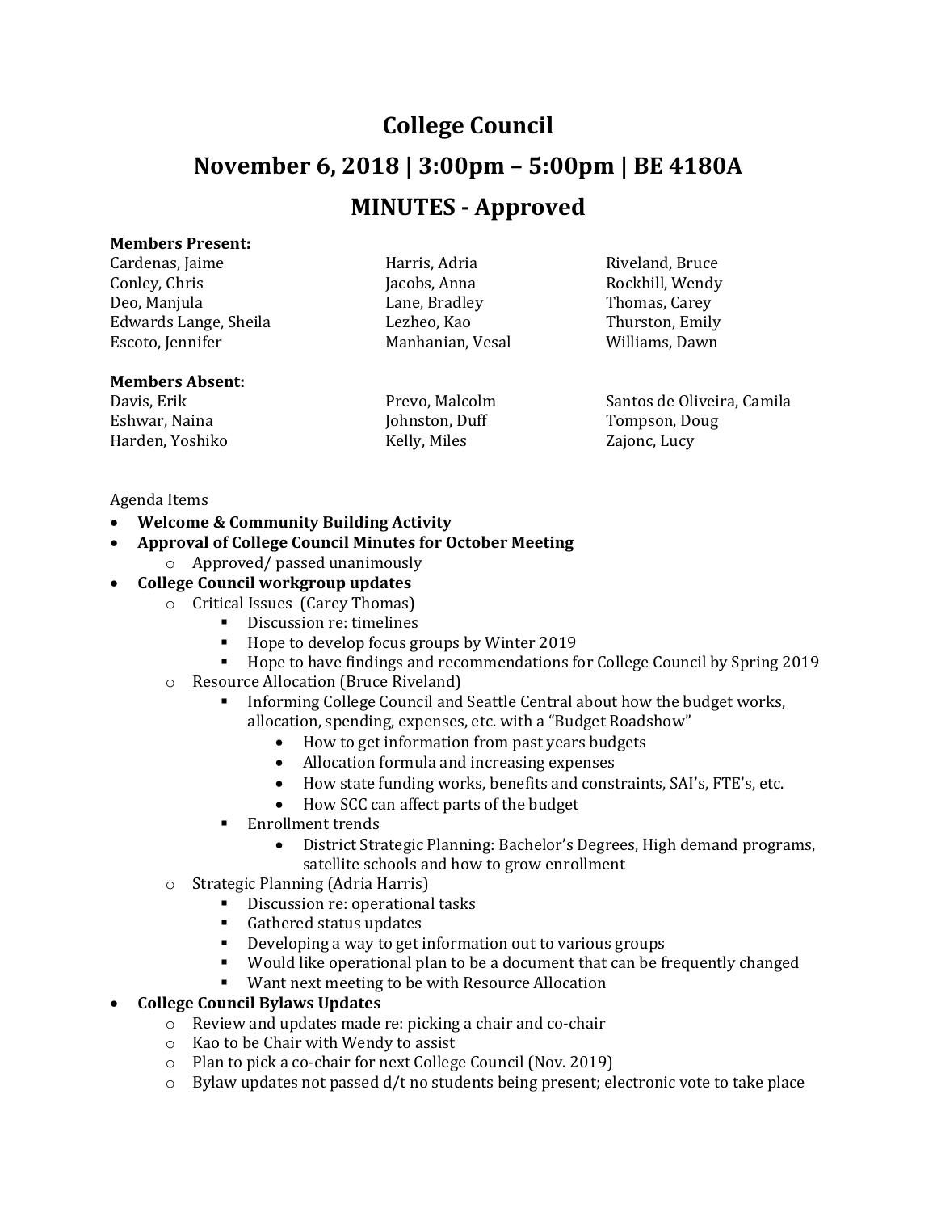# College Council

## November 6, 2018 | 3:00pm – 5:00pm | BE 4180A

## MINUTES - Approved

**Members Present:**

| | | |
|---|---|---|
| Cardenas, Jaime | Harris, Adria | Riveland, Bruce |
| Conley, Chris | Jacobs, Anna | Rockhill, Wendy |
| Deo, Manjula | Lane, Bradley | Thomas, Carey |
| Edwards Lange, Sheila | Lezheo, Kao | Thurston, Emily |
| Escoto, Jennifer | Manhanian, Vesal | Williams, Dawn |

**Members Absent:**

| | | |
|---|---|---|
| Davis, Erik | Prevo, Malcolm | Santos de Oliveira, Camila |
| Eshwar, Naina | Johnston, Duff | Tompson, Doug |
| Harden, Yoshiko | Kelly, Miles | Zajonc, Lucy |

Agenda Items

- **Welcome & Community Building Activity**
- **Approval of College Council Minutes for October Meeting**
  - Approved/ passed unanimously
- **College Council workgroup updates**
  - Critical Issues (Carey Thomas)
    - Discussion re: timelines
    - Hope to develop focus groups by Winter 2019
    - Hope to have findings and recommendations for College Council by Spring 2019
  - Resource Allocation (Bruce Riveland)
    - Informing College Council and Seattle Central about how the budget works, allocation, spending, expenses, etc. with a "Budget Roadshow"
      - How to get information from past years budgets
      - Allocation formula and increasing expenses
      - How state funding works, benefits and constraints, SAI's, FTE's, etc.
      - How SCC can affect parts of the budget
    - Enrollment trends
      - District Strategic Planning: Bachelor's Degrees, High demand programs, satellite schools and how to grow enrollment
  - Strategic Planning (Adria Harris)
    - Discussion re: operational tasks
    - Gathered status updates
    - Developing a way to get information out to various groups
    - Would like operational plan to be a document that can be frequently changed
    - Want next meeting to be with Resource Allocation
- **College Council Bylaws Updates**
  - Review and updates made re: picking a chair and co-chair
  - Kao to be Chair with Wendy to assist
  - Plan to pick a co-chair for next College Council (Nov. 2019)
  - Bylaw updates not passed d/t no students being present; electronic vote to take place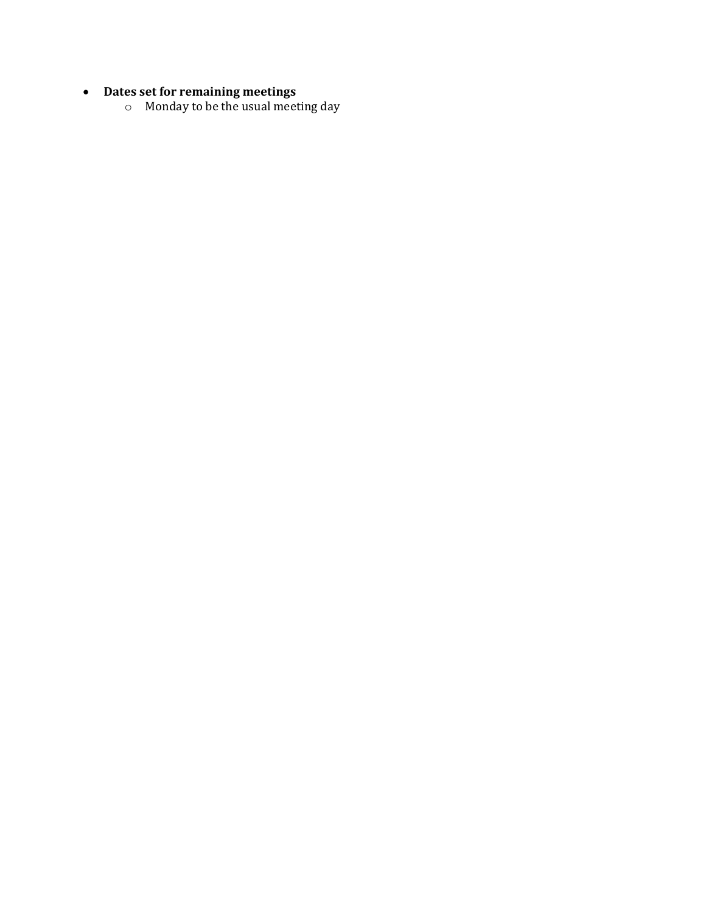- **Dates set for remaining meetings**
  - Monday to be the usual meeting day